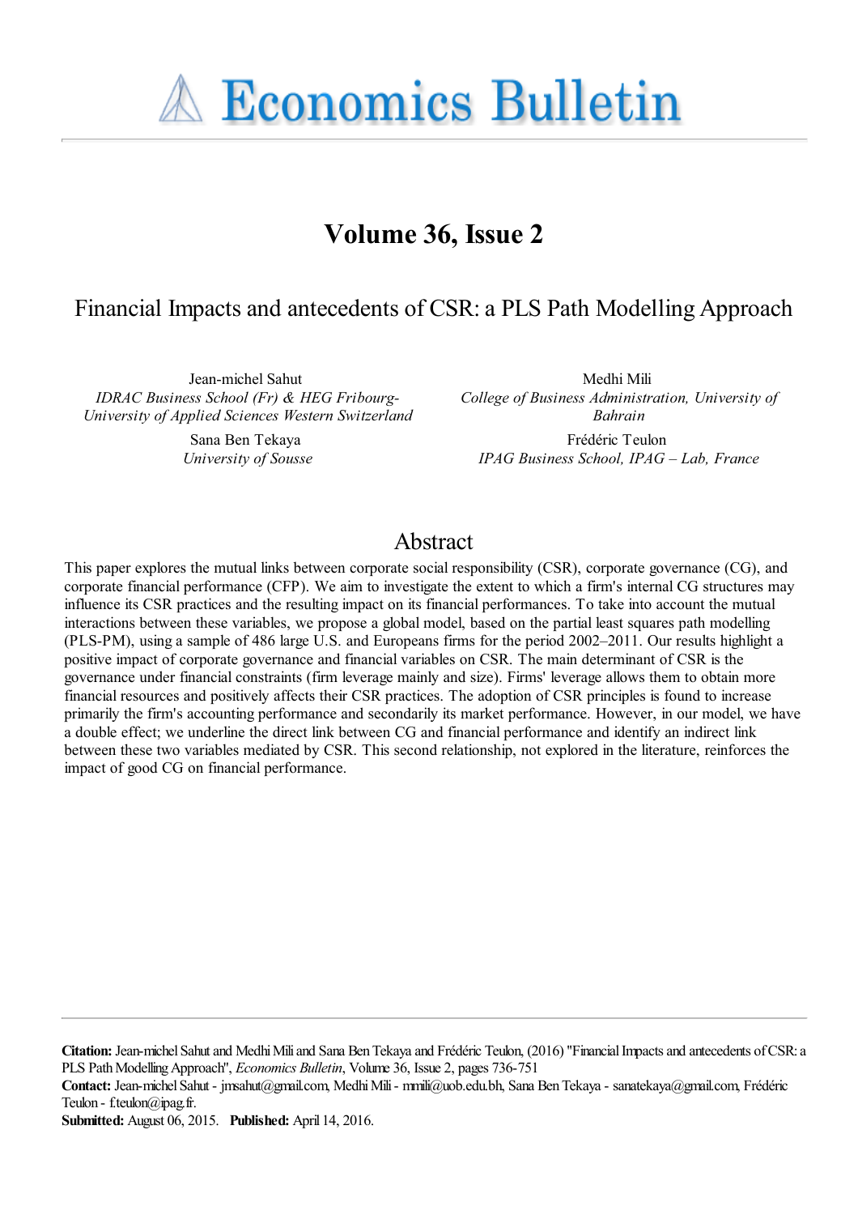# Economics Bulletin

## Volume 36, Issue 2

# Financial Impacts and antecedents of CSR: a PLS Path Modelling Approach

Jean-michel Sahut
*IDRAC Business School (Fr) & HEG Fribourg-University of Applied Sciences Western Switzerland*

Medhi Mili
*College of Business Administration, University of Bahrain*

Sana Ben Tekaya
*University of Sousse*

Frédéric Teulon
*IPAG Business School, IPAG – Lab, France*

## Abstract

This paper explores the mutual links between corporate social responsibility (CSR), corporate governance (CG), and corporate financial performance (CFP). We aim to investigate the extent to which a firm's internal CG structures may influence its CSR practices and the resulting impact on its financial performances. To take into account the mutual interactions between these variables, we propose a global model, based on the partial least squares path modelling (PLS-PM), using a sample of 486 large U.S. and Europeans firms for the period 2002–2011. Our results highlight a positive impact of corporate governance and financial variables on CSR. The main determinant of CSR is the governance under financial constraints (firm leverage mainly and size). Firms' leverage allows them to obtain more financial resources and positively affects their CSR practices. The adoption of CSR principles is found to increase primarily the firm's accounting performance and secondarily its market performance. However, in our model, we have a double effect; we underline the direct link between CG and financial performance and identify an indirect link between these two variables mediated by CSR. This second relationship, not explored in the literature, reinforces the impact of good CG on financial performance.

**Citation:** Jean-michel Sahut and Medhi Mili and Sana Ben Tekaya and Frédéric Teulon, (2016) "Financial Impacts and antecedents of CSR: a PLS Path Modelling Approach", *Economics Bulletin*, Volume 36, Issue 2, pages 736-751
**Contact:** Jean-michel Sahut - jmsahut@gmail.com, Medhi Mili - mmili@uob.edu.bh, Sana Ben Tekaya - sanatekaya@gmail.com, Frédéric Teulon - f.teulon@ipag.fr.
**Submitted:** August 06, 2015. **Published:** April 14, 2016.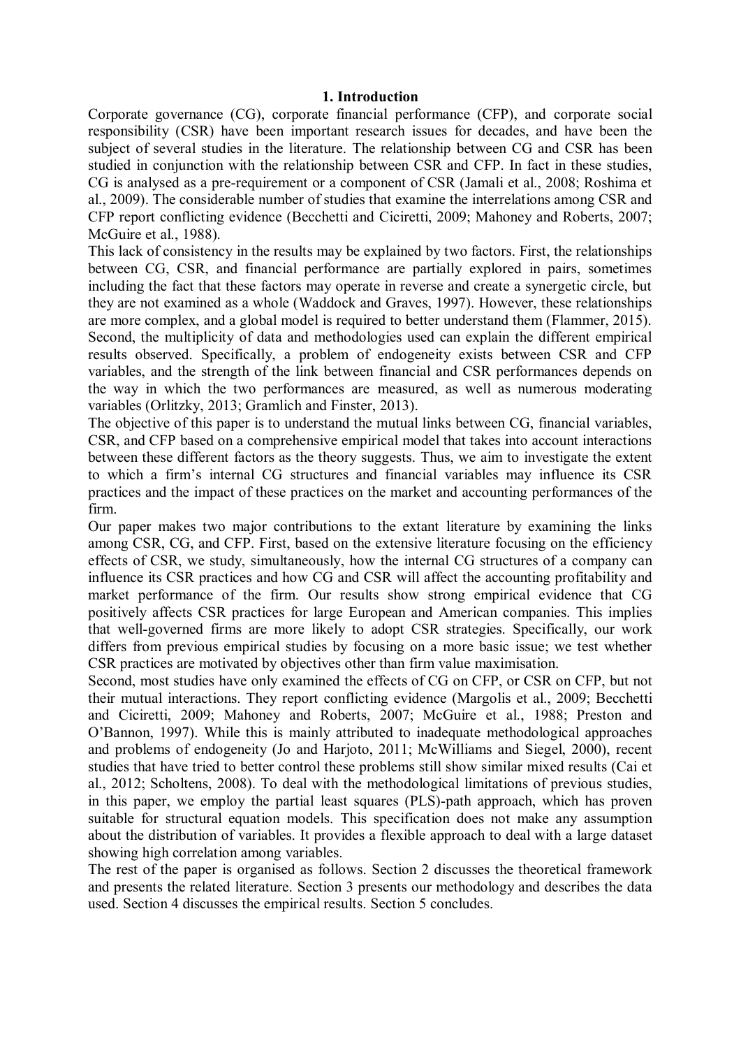# 1. Introduction

Corporate governance (CG), corporate financial performance (CFP), and corporate social responsibility (CSR) have been important research issues for decades, and have been the subject of several studies in the literature. The relationship between CG and CSR has been studied in conjunction with the relationship between CSR and CFP. In fact in these studies, CG is analysed as a pre-requirement or a component of CSR (Jamali et al., 2008; Roshima et al., 2009). The considerable number of studies that examine the interrelations among CSR and CFP report conflicting evidence (Becchetti and Ciciretti, 2009; Mahoney and Roberts, 2007; McGuire et al., 1988).

This lack of consistency in the results may be explained by two factors. First, the relationships between CG, CSR, and financial performance are partially explored in pairs, sometimes including the fact that these factors may operate in reverse and create a synergetic circle, but they are not examined as a whole (Waddock and Graves, 1997). However, these relationships are more complex, and a global model is required to better understand them (Flammer, 2015). Second, the multiplicity of data and methodologies used can explain the different empirical results observed. Specifically, a problem of endogeneity exists between CSR and CFP variables, and the strength of the link between financial and CSR performances depends on the way in which the two performances are measured, as well as numerous moderating variables (Orlitzky, 2013; Gramlich and Finster, 2013).

The objective of this paper is to understand the mutual links between CG, financial variables, CSR, and CFP based on a comprehensive empirical model that takes into account interactions between these different factors as the theory suggests. Thus, we aim to investigate the extent to which a firm's internal CG structures and financial variables may influence its CSR practices and the impact of these practices on the market and accounting performances of the firm.

Our paper makes two major contributions to the extant literature by examining the links among CSR, CG, and CFP. First, based on the extensive literature focusing on the efficiency effects of CSR, we study, simultaneously, how the internal CG structures of a company can influence its CSR practices and how CG and CSR will affect the accounting profitability and market performance of the firm. Our results show strong empirical evidence that CG positively affects CSR practices for large European and American companies. This implies that well-governed firms are more likely to adopt CSR strategies. Specifically, our work differs from previous empirical studies by focusing on a more basic issue; we test whether CSR practices are motivated by objectives other than firm value maximisation.

Second, most studies have only examined the effects of CG on CFP, or CSR on CFP, but not their mutual interactions. They report conflicting evidence (Margolis et al., 2009; Becchetti and Ciciretti, 2009; Mahoney and Roberts, 2007; McGuire et al., 1988; Preston and O'Bannon, 1997). While this is mainly attributed to inadequate methodological approaches and problems of endogeneity (Jo and Harjoto, 2011; McWilliams and Siegel, 2000), recent studies that have tried to better control these problems still show similar mixed results (Cai et al., 2012; Scholtens, 2008). To deal with the methodological limitations of previous studies, in this paper, we employ the partial least squares (PLS)-path approach, which has proven suitable for structural equation models. This specification does not make any assumption about the distribution of variables. It provides a flexible approach to deal with a large dataset showing high correlation among variables.

The rest of the paper is organised as follows. Section 2 discusses the theoretical framework and presents the related literature. Section 3 presents our methodology and describes the data used. Section 4 discusses the empirical results. Section 5 concludes.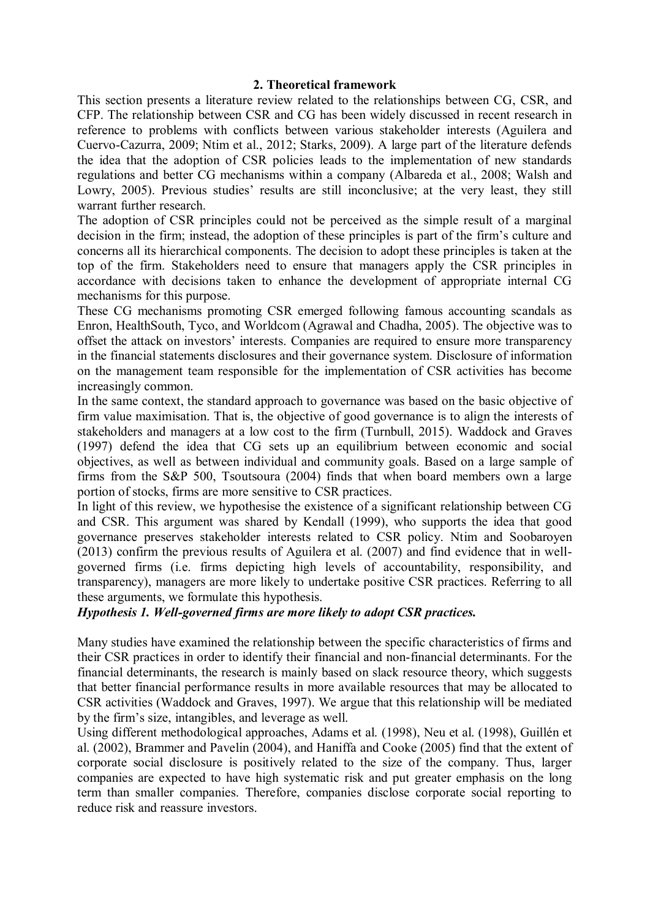## 2. Theoretical framework

This section presents a literature review related to the relationships between CG, CSR, and CFP. The relationship between CSR and CG has been widely discussed in recent research in reference to problems with conflicts between various stakeholder interests (Aguilera and Cuervo-Cazurra, 2009; Ntim et al., 2012; Starks, 2009). A large part of the literature defends the idea that the adoption of CSR policies leads to the implementation of new standards regulations and better CG mechanisms within a company (Albareda et al., 2008; Walsh and Lowry, 2005). Previous studies' results are still inconclusive; at the very least, they still warrant further research.

The adoption of CSR principles could not be perceived as the simple result of a marginal decision in the firm; instead, the adoption of these principles is part of the firm's culture and concerns all its hierarchical components. The decision to adopt these principles is taken at the top of the firm. Stakeholders need to ensure that managers apply the CSR principles in accordance with decisions taken to enhance the development of appropriate internal CG mechanisms for this purpose.

These CG mechanisms promoting CSR emerged following famous accounting scandals as Enron, HealthSouth, Tyco, and Worldcom (Agrawal and Chadha, 2005). The objective was to offset the attack on investors' interests. Companies are required to ensure more transparency in the financial statements disclosures and their governance system. Disclosure of information on the management team responsible for the implementation of CSR activities has become increasingly common.

In the same context, the standard approach to governance was based on the basic objective of firm value maximisation. That is, the objective of good governance is to align the interests of stakeholders and managers at a low cost to the firm (Turnbull, 2015). Waddock and Graves (1997) defend the idea that CG sets up an equilibrium between economic and social objectives, as well as between individual and community goals. Based on a large sample of firms from the S&P 500, Tsoutsoura (2004) finds that when board members own a large portion of stocks, firms are more sensitive to CSR practices.

In light of this review, we hypothesise the existence of a significant relationship between CG and CSR. This argument was shared by Kendall (1999), who supports the idea that good governance preserves stakeholder interests related to CSR policy. Ntim and Soobaroyen (2013) confirm the previous results of Aguilera et al. (2007) and find evidence that in well-governed firms (i.e. firms depicting high levels of accountability, responsibility, and transparency), managers are more likely to undertake positive CSR practices. Referring to all these arguments, we formulate this hypothesis.

***Hypothesis 1. Well-governed firms are more likely to adopt CSR practices.***

Many studies have examined the relationship between the specific characteristics of firms and their CSR practices in order to identify their financial and non-financial determinants. For the financial determinants, the research is mainly based on slack resource theory, which suggests that better financial performance results in more available resources that may be allocated to CSR activities (Waddock and Graves, 1997). We argue that this relationship will be mediated by the firm's size, intangibles, and leverage as well.

Using different methodological approaches, Adams et al. (1998), Neu et al. (1998), Guillén et al. (2002), Brammer and Pavelin (2004), and Haniffa and Cooke (2005) find that the extent of corporate social disclosure is positively related to the size of the company. Thus, larger companies are expected to have high systematic risk and put greater emphasis on the long term than smaller companies. Therefore, companies disclose corporate social reporting to reduce risk and reassure investors.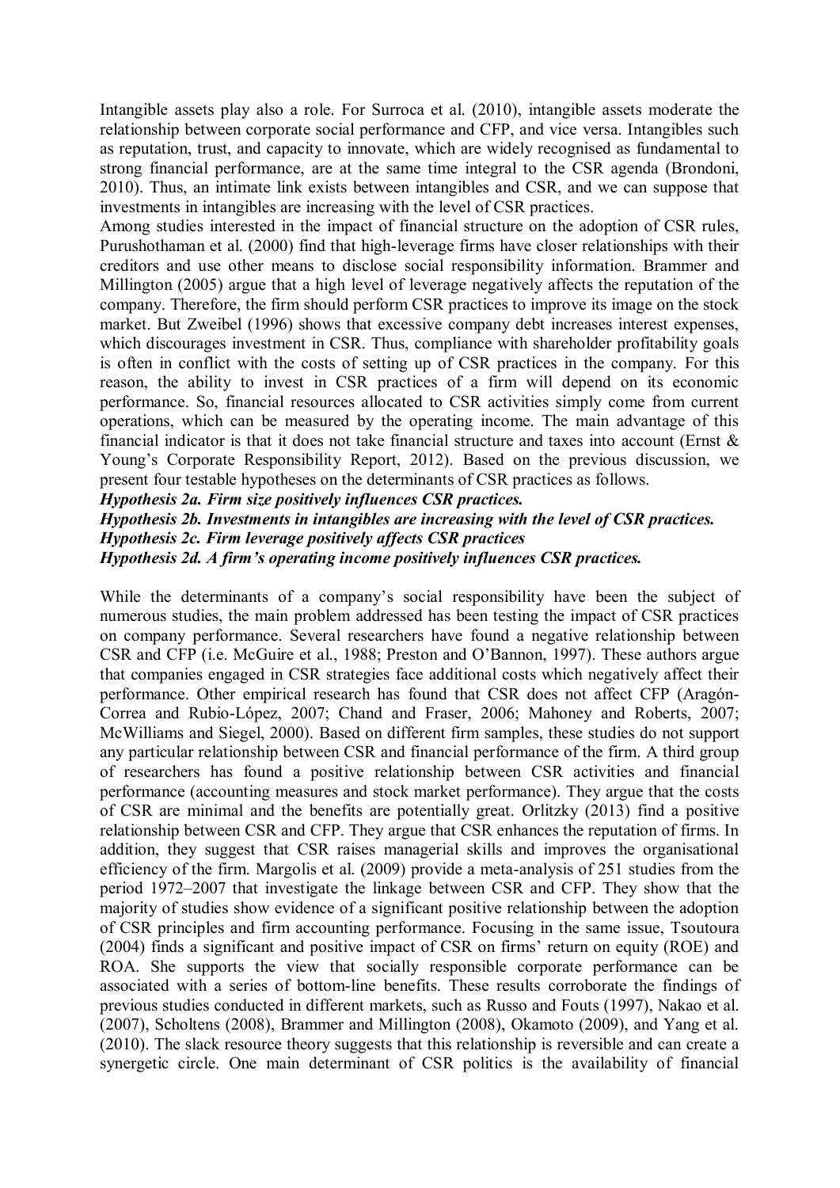Intangible assets play also a role. For Surroca et al. (2010), intangible assets moderate the relationship between corporate social performance and CFP, and vice versa. Intangibles such as reputation, trust, and capacity to innovate, which are widely recognised as fundamental to strong financial performance, are at the same time integral to the CSR agenda (Brondoni, 2010). Thus, an intimate link exists between intangibles and CSR, and we can suppose that investments in intangibles are increasing with the level of CSR practices.

Among studies interested in the impact of financial structure on the adoption of CSR rules, Purushothaman et al. (2000) find that high-leverage firms have closer relationships with their creditors and use other means to disclose social responsibility information. Brammer and Millington (2005) argue that a high level of leverage negatively affects the reputation of the company. Therefore, the firm should perform CSR practices to improve its image on the stock market. But Zweibel (1996) shows that excessive company debt increases interest expenses, which discourages investment in CSR. Thus, compliance with shareholder profitability goals is often in conflict with the costs of setting up of CSR practices in the company. For this reason, the ability to invest in CSR practices of a firm will depend on its economic performance. So, financial resources allocated to CSR activities simply come from current operations, which can be measured by the operating income. The main advantage of this financial indicator is that it does not take financial structure and taxes into account (Ernst & Young's Corporate Responsibility Report, 2012). Based on the previous discussion, we present four testable hypotheses on the determinants of CSR practices as follows.

***Hypothesis 2a. Firm size positively influences CSR practices.***

***Hypothesis 2b. Investments in intangibles are increasing with the level of CSR practices.***

***Hypothesis 2c. Firm leverage positively affects CSR practices***

***Hypothesis 2d. A firm's operating income positively influences CSR practices.***

While the determinants of a company's social responsibility have been the subject of numerous studies, the main problem addressed has been testing the impact of CSR practices on company performance. Several researchers have found a negative relationship between CSR and CFP (i.e. McGuire et al., 1988; Preston and O'Bannon, 1997). These authors argue that companies engaged in CSR strategies face additional costs which negatively affect their performance. Other empirical research has found that CSR does not affect CFP (Aragón-Correa and Rubio-López, 2007; Chand and Fraser, 2006; Mahoney and Roberts, 2007; McWilliams and Siegel, 2000). Based on different firm samples, these studies do not support any particular relationship between CSR and financial performance of the firm. A third group of researchers has found a positive relationship between CSR activities and financial performance (accounting measures and stock market performance). They argue that the costs of CSR are minimal and the benefits are potentially great. Orlitzky (2013) find a positive relationship between CSR and CFP. They argue that CSR enhances the reputation of firms. In addition, they suggest that CSR raises managerial skills and improves the organisational efficiency of the firm. Margolis et al. (2009) provide a meta-analysis of 251 studies from the period 1972–2007 that investigate the linkage between CSR and CFP. They show that the majority of studies show evidence of a significant positive relationship between the adoption of CSR principles and firm accounting performance. Focusing in the same issue, Tsoutoura (2004) finds a significant and positive impact of CSR on firms' return on equity (ROE) and ROA. She supports the view that socially responsible corporate performance can be associated with a series of bottom-line benefits. These results corroborate the findings of previous studies conducted in different markets, such as Russo and Fouts (1997), Nakao et al. (2007), Scholtens (2008), Brammer and Millington (2008), Okamoto (2009), and Yang et al. (2010). The slack resource theory suggests that this relationship is reversible and can create a synergetic circle. One main determinant of CSR politics is the availability of financial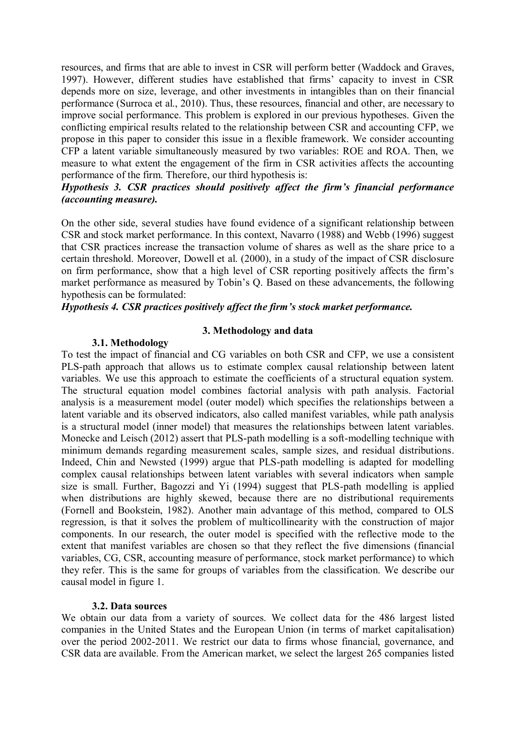resources, and firms that are able to invest in CSR will perform better (Waddock and Graves, 1997). However, different studies have established that firms' capacity to invest in CSR depends more on size, leverage, and other investments in intangibles than on their financial performance (Surroca et al., 2010). Thus, these resources, financial and other, are necessary to improve social performance. This problem is explored in our previous hypotheses. Given the conflicting empirical results related to the relationship between CSR and accounting CFP, we propose in this paper to consider this issue in a flexible framework. We consider accounting CFP a latent variable simultaneously measured by two variables: ROE and ROA. Then, we measure to what extent the engagement of the firm in CSR activities affects the accounting performance of the firm. Therefore, our third hypothesis is:

***Hypothesis 3. CSR practices should positively affect the firm's financial performance (accounting measure).***

On the other side, several studies have found evidence of a significant relationship between CSR and stock market performance. In this context, Navarro (1988) and Webb (1996) suggest that CSR practices increase the transaction volume of shares as well as the share price to a certain threshold. Moreover, Dowell et al. (2000), in a study of the impact of CSR disclosure on firm performance, show that a high level of CSR reporting positively affects the firm's market performance as measured by Tobin's Q. Based on these advancements, the following hypothesis can be formulated:

***Hypothesis 4. CSR practices positively affect the firm's stock market performance.***

## 3. Methodology and data

### 3.1. Methodology

To test the impact of financial and CG variables on both CSR and CFP, we use a consistent PLS-path approach that allows us to estimate complex causal relationship between latent variables. We use this approach to estimate the coefficients of a structural equation system. The structural equation model combines factorial analysis with path analysis. Factorial analysis is a measurement model (outer model) which specifies the relationships between a latent variable and its observed indicators, also called manifest variables, while path analysis is a structural model (inner model) that measures the relationships between latent variables. Monecke and Leisch (2012) assert that PLS-path modelling is a soft-modelling technique with minimum demands regarding measurement scales, sample sizes, and residual distributions. Indeed, Chin and Newsted (1999) argue that PLS-path modelling is adapted for modelling complex causal relationships between latent variables with several indicators when sample size is small. Further, Bagozzi and Yi (1994) suggest that PLS-path modelling is applied when distributions are highly skewed, because there are no distributional requirements (Fornell and Bookstein, 1982). Another main advantage of this method, compared to OLS regression, is that it solves the problem of multicollinearity with the construction of major components. In our research, the outer model is specified with the reflective mode to the extent that manifest variables are chosen so that they reflect the five dimensions (financial variables, CG, CSR, accounting measure of performance, stock market performance) to which they refer. This is the same for groups of variables from the classification. We describe our causal model in figure 1.

### 3.2. Data sources

We obtain our data from a variety of sources. We collect data for the 486 largest listed companies in the United States and the European Union (in terms of market capitalisation) over the period 2002-2011. We restrict our data to firms whose financial, governance, and CSR data are available. From the American market, we select the largest 265 companies listed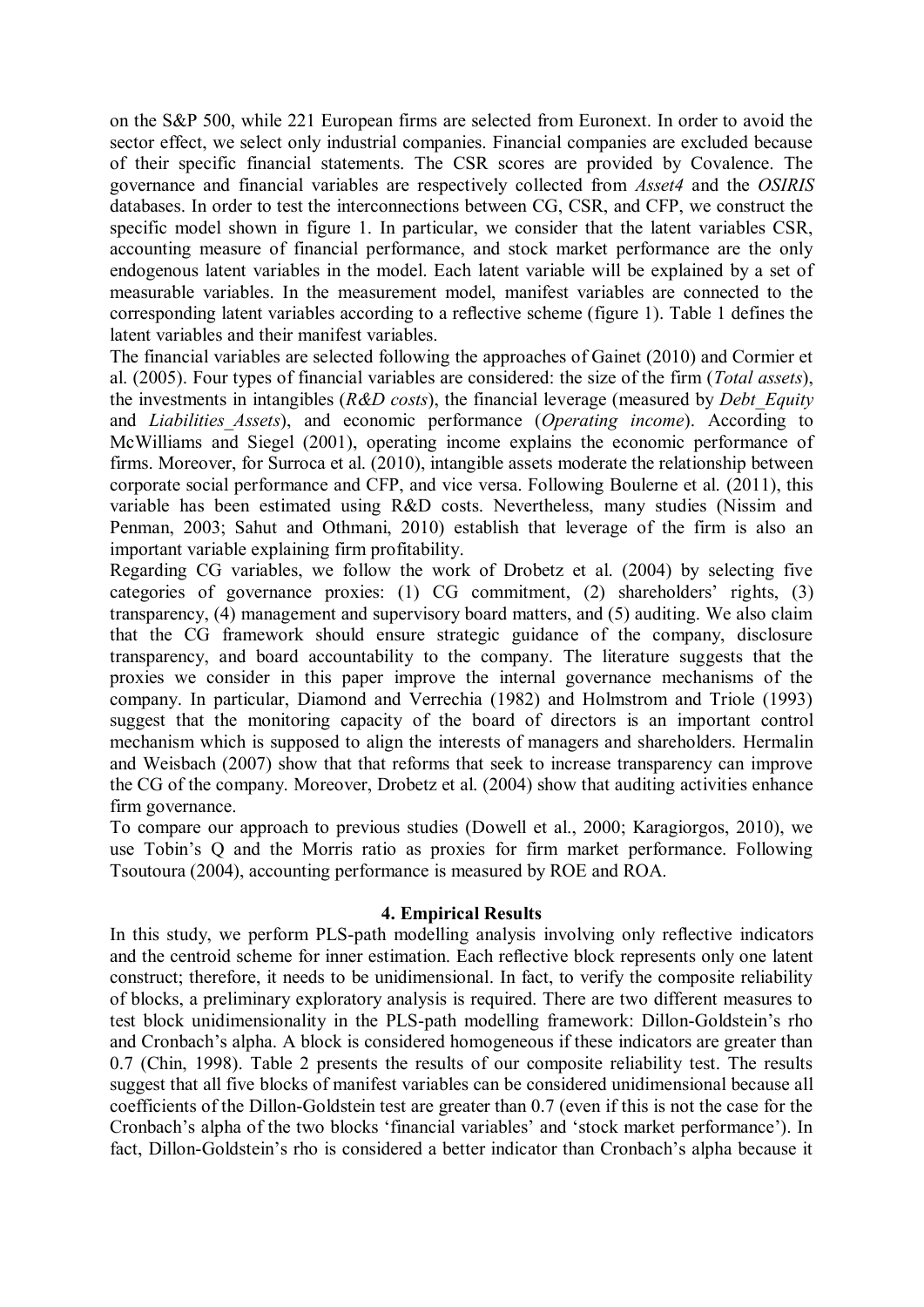on the S&P 500, while 221 European firms are selected from Euronext. In order to avoid the sector effect, we select only industrial companies. Financial companies are excluded because of their specific financial statements. The CSR scores are provided by Covalence. The governance and financial variables are respectively collected from *Asset4* and the *OSIRIS* databases. In order to test the interconnections between CG, CSR, and CFP, we construct the specific model shown in figure 1. In particular, we consider that the latent variables CSR, accounting measure of financial performance, and stock market performance are the only endogenous latent variables in the model. Each latent variable will be explained by a set of measurable variables. In the measurement model, manifest variables are connected to the corresponding latent variables according to a reflective scheme (figure 1). Table 1 defines the latent variables and their manifest variables.

The financial variables are selected following the approaches of Gainet (2010) and Cormier et al. (2005). Four types of financial variables are considered: the size of the firm (*Total assets*), the investments in intangibles (*R&D costs*), the financial leverage (measured by *Debt_Equity* and *Liabilities_Assets*), and economic performance (*Operating income*). According to McWilliams and Siegel (2001), operating income explains the economic performance of firms. Moreover, for Surroca et al. (2010), intangible assets moderate the relationship between corporate social performance and CFP, and vice versa. Following Boulerne et al. (2011), this variable has been estimated using R&D costs. Nevertheless, many studies (Nissim and Penman, 2003; Sahut and Othmani, 2010) establish that leverage of the firm is also an important variable explaining firm profitability.

Regarding CG variables, we follow the work of Drobetz et al. (2004) by selecting five categories of governance proxies: (1) CG commitment, (2) shareholders' rights, (3) transparency, (4) management and supervisory board matters, and (5) auditing. We also claim that the CG framework should ensure strategic guidance of the company, disclosure transparency, and board accountability to the company. The literature suggests that the proxies we consider in this paper improve the internal governance mechanisms of the company. In particular, Diamond and Verrechia (1982) and Holmstrom and Triole (1993) suggest that the monitoring capacity of the board of directors is an important control mechanism which is supposed to align the interests of managers and shareholders. Hermalin and Weisbach (2007) show that that reforms that seek to increase transparency can improve the CG of the company. Moreover, Drobetz et al. (2004) show that auditing activities enhance firm governance.

To compare our approach to previous studies (Dowell et al., 2000; Karagiorgos, 2010), we use Tobin's Q and the Morris ratio as proxies for firm market performance. Following Tsoutoura (2004), accounting performance is measured by ROE and ROA.

## 4. Empirical Results

In this study, we perform PLS-path modelling analysis involving only reflective indicators and the centroid scheme for inner estimation. Each reflective block represents only one latent construct; therefore, it needs to be unidimensional. In fact, to verify the composite reliability of blocks, a preliminary exploratory analysis is required. There are two different measures to test block unidimensionality in the PLS-path modelling framework: Dillon-Goldstein's rho and Cronbach's alpha. A block is considered homogeneous if these indicators are greater than 0.7 (Chin, 1998). Table 2 presents the results of our composite reliability test. The results suggest that all five blocks of manifest variables can be considered unidimensional because all coefficients of the Dillon-Goldstein test are greater than 0.7 (even if this is not the case for the Cronbach's alpha of the two blocks 'financial variables' and 'stock market performance'). In fact, Dillon-Goldstein's rho is considered a better indicator than Cronbach's alpha because it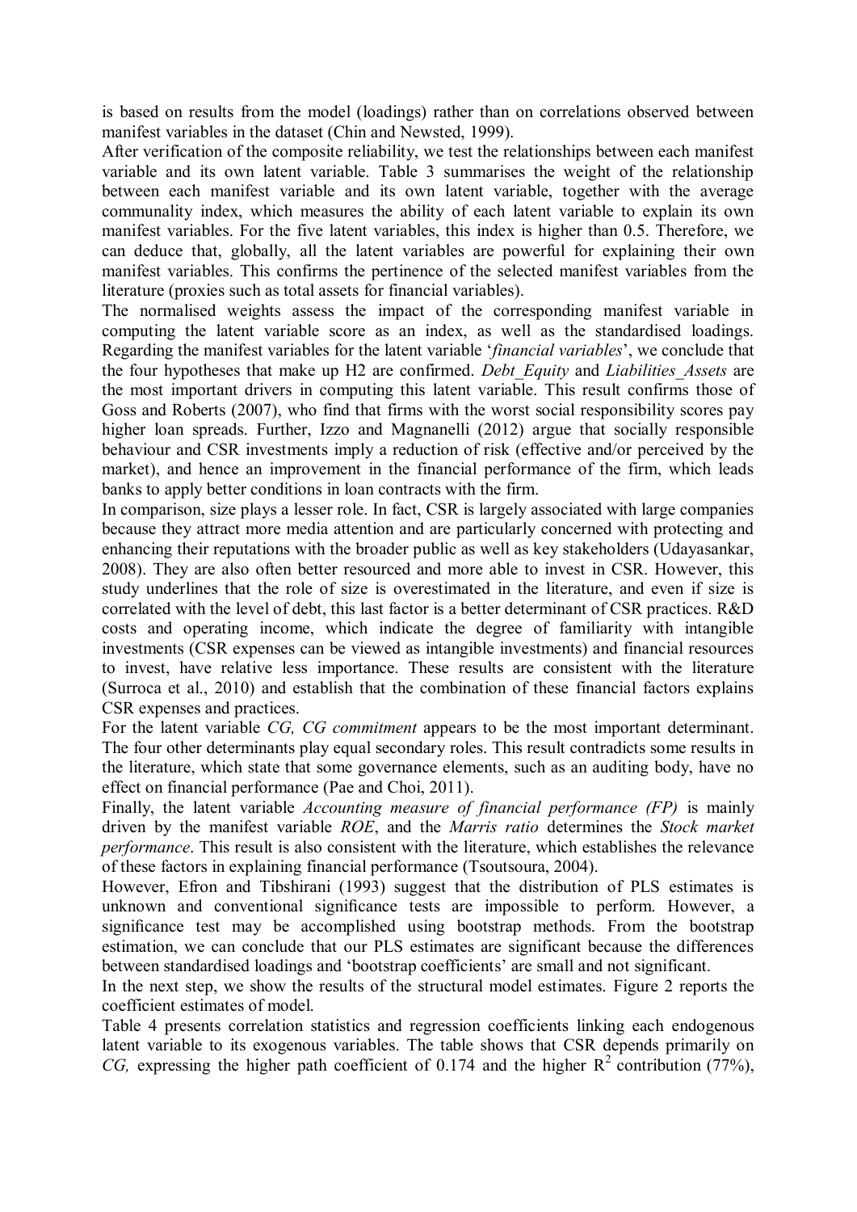is based on results from the model (loadings) rather than on correlations observed between manifest variables in the dataset (Chin and Newsted, 1999).

After verification of the composite reliability, we test the relationships between each manifest variable and its own latent variable. Table 3 summarises the weight of the relationship between each manifest variable and its own latent variable, together with the average communality index, which measures the ability of each latent variable to explain its own manifest variables. For the five latent variables, this index is higher than 0.5. Therefore, we can deduce that, globally, all the latent variables are powerful for explaining their own manifest variables. This confirms the pertinence of the selected manifest variables from the literature (proxies such as total assets for financial variables).

The normalised weights assess the impact of the corresponding manifest variable in computing the latent variable score as an index, as well as the standardised loadings. Regarding the manifest variables for the latent variable '*financial variables*', we conclude that the four hypotheses that make up H2 are confirmed. *Debt_Equity* and *Liabilities_Assets* are the most important drivers in computing this latent variable. This result confirms those of Goss and Roberts (2007), who find that firms with the worst social responsibility scores pay higher loan spreads. Further, Izzo and Magnanelli (2012) argue that socially responsible behaviour and CSR investments imply a reduction of risk (effective and/or perceived by the market), and hence an improvement in the financial performance of the firm, which leads banks to apply better conditions in loan contracts with the firm.

In comparison, size plays a lesser role. In fact, CSR is largely associated with large companies because they attract more media attention and are particularly concerned with protecting and enhancing their reputations with the broader public as well as key stakeholders (Udayasankar, 2008). They are also often better resourced and more able to invest in CSR. However, this study underlines that the role of size is overestimated in the literature, and even if size is correlated with the level of debt, this last factor is a better determinant of CSR practices. R&D costs and operating income, which indicate the degree of familiarity with intangible investments (CSR expenses can be viewed as intangible investments) and financial resources to invest, have relative less importance. These results are consistent with the literature (Surroca et al., 2010) and establish that the combination of these financial factors explains CSR expenses and practices.

For the latent variable *CG, CG commitment* appears to be the most important determinant. The four other determinants play equal secondary roles. This result contradicts some results in the literature, which state that some governance elements, such as an auditing body, have no effect on financial performance (Pae and Choi, 2011).

Finally, the latent variable *Accounting measure of financial performance (FP)* is mainly driven by the manifest variable *ROE*, and the *Marris ratio* determines the *Stock market performance*. This result is also consistent with the literature, which establishes the relevance of these factors in explaining financial performance (Tsoutsoura, 2004).

However, Efron and Tibshirani (1993) suggest that the distribution of PLS estimates is unknown and conventional significance tests are impossible to perform. However, a significance test may be accomplished using bootstrap methods. From the bootstrap estimation, we can conclude that our PLS estimates are significant because the differences between standardised loadings and 'bootstrap coefficients' are small and not significant.

In the next step, we show the results of the structural model estimates. Figure 2 reports the coefficient estimates of model.

Table 4 presents correlation statistics and regression coefficients linking each endogenous latent variable to its exogenous variables. The table shows that CSR depends primarily on *CG,* expressing the higher path coefficient of 0.174 and the higher $R^2$ contribution (77%),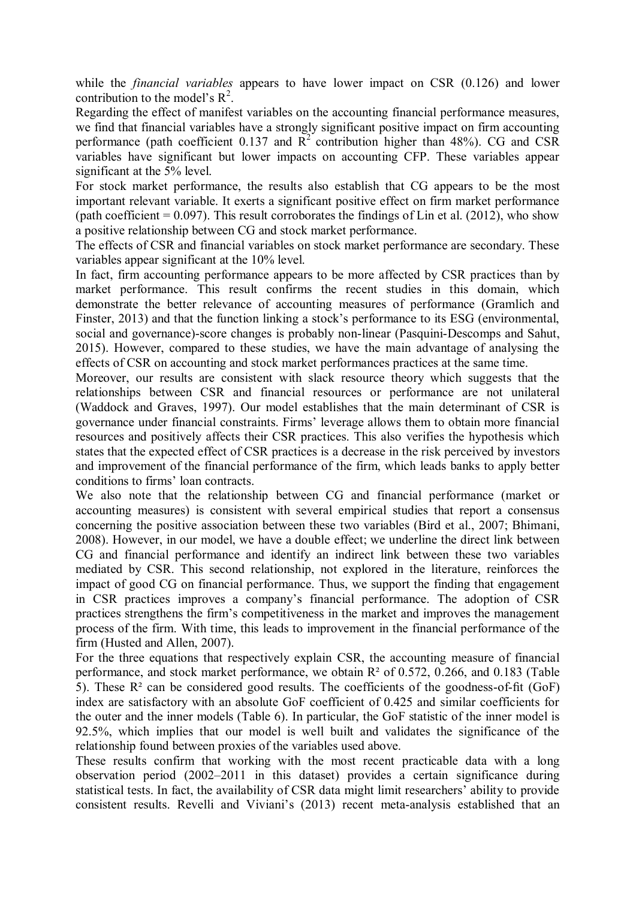while the *financial variables* appears to have lower impact on CSR (0.126) and lower contribution to the model's $R^2$.

Regarding the effect of manifest variables on the accounting financial performance measures, we find that financial variables have a strongly significant positive impact on firm accounting performance (path coefficient 0.137 and $R^2$ contribution higher than 48%). CG and CSR variables have significant but lower impacts on accounting CFP. These variables appear significant at the 5% level.

For stock market performance, the results also establish that CG appears to be the most important relevant variable. It exerts a significant positive effect on firm market performance (path coefficient = 0.097). This result corroborates the findings of Lin et al. (2012), who show a positive relationship between CG and stock market performance.

The effects of CSR and financial variables on stock market performance are secondary. These variables appear significant at the 10% level.

In fact, firm accounting performance appears to be more affected by CSR practices than by market performance. This result confirms the recent studies in this domain, which demonstrate the better relevance of accounting measures of performance (Gramlich and Finster, 2013) and that the function linking a stock's performance to its ESG (environmental, social and governance)-score changes is probably non-linear (Pasquini-Descomps and Sahut, 2015). However, compared to these studies, we have the main advantage of analysing the effects of CSR on accounting and stock market performances practices at the same time.

Moreover, our results are consistent with slack resource theory which suggests that the relationships between CSR and financial resources or performance are not unilateral (Waddock and Graves, 1997). Our model establishes that the main determinant of CSR is governance under financial constraints. Firms' leverage allows them to obtain more financial resources and positively affects their CSR practices. This also verifies the hypothesis which states that the expected effect of CSR practices is a decrease in the risk perceived by investors and improvement of the financial performance of the firm, which leads banks to apply better conditions to firms' loan contracts.

We also note that the relationship between CG and financial performance (market or accounting measures) is consistent with several empirical studies that report a consensus concerning the positive association between these two variables (Bird et al., 2007; Bhimani, 2008). However, in our model, we have a double effect; we underline the direct link between CG and financial performance and identify an indirect link between these two variables mediated by CSR. This second relationship, not explored in the literature, reinforces the impact of good CG on financial performance. Thus, we support the finding that engagement in CSR practices improves a company's financial performance. The adoption of CSR practices strengthens the firm's competitiveness in the market and improves the management process of the firm. With time, this leads to improvement in the financial performance of the firm (Husted and Allen, 2007).

For the three equations that respectively explain CSR, the accounting measure of financial performance, and stock market performance, we obtain $R^2$ of 0.572, 0.266, and 0.183 (Table 5). These $R^2$ can be considered good results. The coefficients of the goodness-of-fit (GoF) index are satisfactory with an absolute GoF coefficient of 0.425 and similar coefficients for the outer and the inner models (Table 6). In particular, the GoF statistic of the inner model is 92.5%, which implies that our model is well built and validates the significance of the relationship found between proxies of the variables used above.

These results confirm that working with the most recent practicable data with a long observation period (2002–2011 in this dataset) provides a certain significance during statistical tests. In fact, the availability of CSR data might limit researchers' ability to provide consistent results. Revelli and Viviani's (2013) recent meta-analysis established that an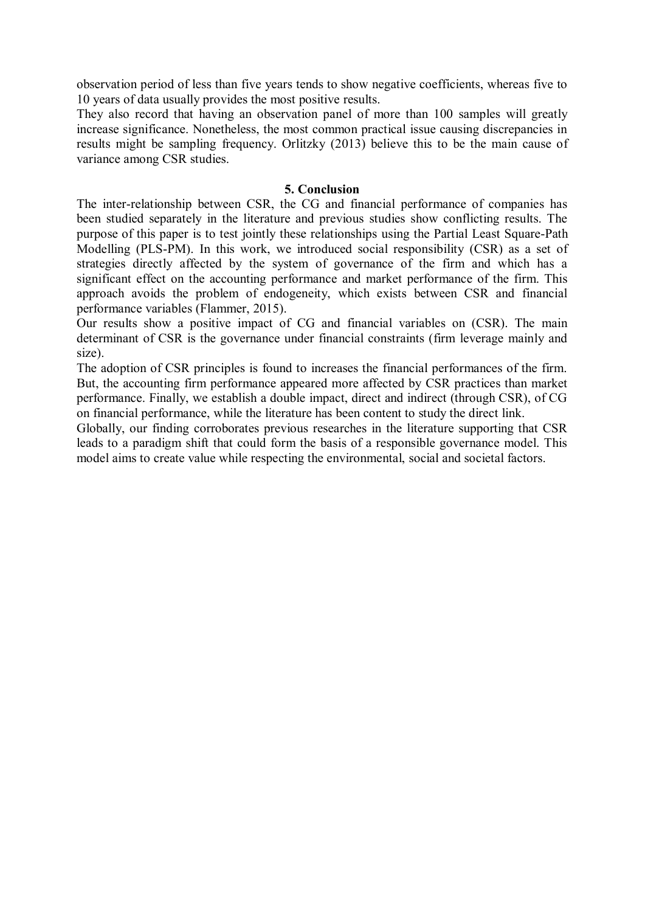observation period of less than five years tends to show negative coefficients, whereas five to 10 years of data usually provides the most positive results.

They also record that having an observation panel of more than 100 samples will greatly increase significance. Nonetheless, the most common practical issue causing discrepancies in results might be sampling frequency. Orlitzky (2013) believe this to be the main cause of variance among CSR studies.

## 5. Conclusion

The inter-relationship between CSR, the CG and financial performance of companies has been studied separately in the literature and previous studies show conflicting results. The purpose of this paper is to test jointly these relationships using the Partial Least Square-Path Modelling (PLS-PM). In this work, we introduced social responsibility (CSR) as a set of strategies directly affected by the system of governance of the firm and which has a significant effect on the accounting performance and market performance of the firm. This approach avoids the problem of endogeneity, which exists between CSR and financial performance variables (Flammer, 2015).

Our results show a positive impact of CG and financial variables on (CSR). The main determinant of CSR is the governance under financial constraints (firm leverage mainly and size).

The adoption of CSR principles is found to increases the financial performances of the firm. But, the accounting firm performance appeared more affected by CSR practices than market performance. Finally, we establish a double impact, direct and indirect (through CSR), of CG on financial performance, while the literature has been content to study the direct link.

Globally, our finding corroborates previous researches in the literature supporting that CSR leads to a paradigm shift that could form the basis of a responsible governance model. This model aims to create value while respecting the environmental, social and societal factors.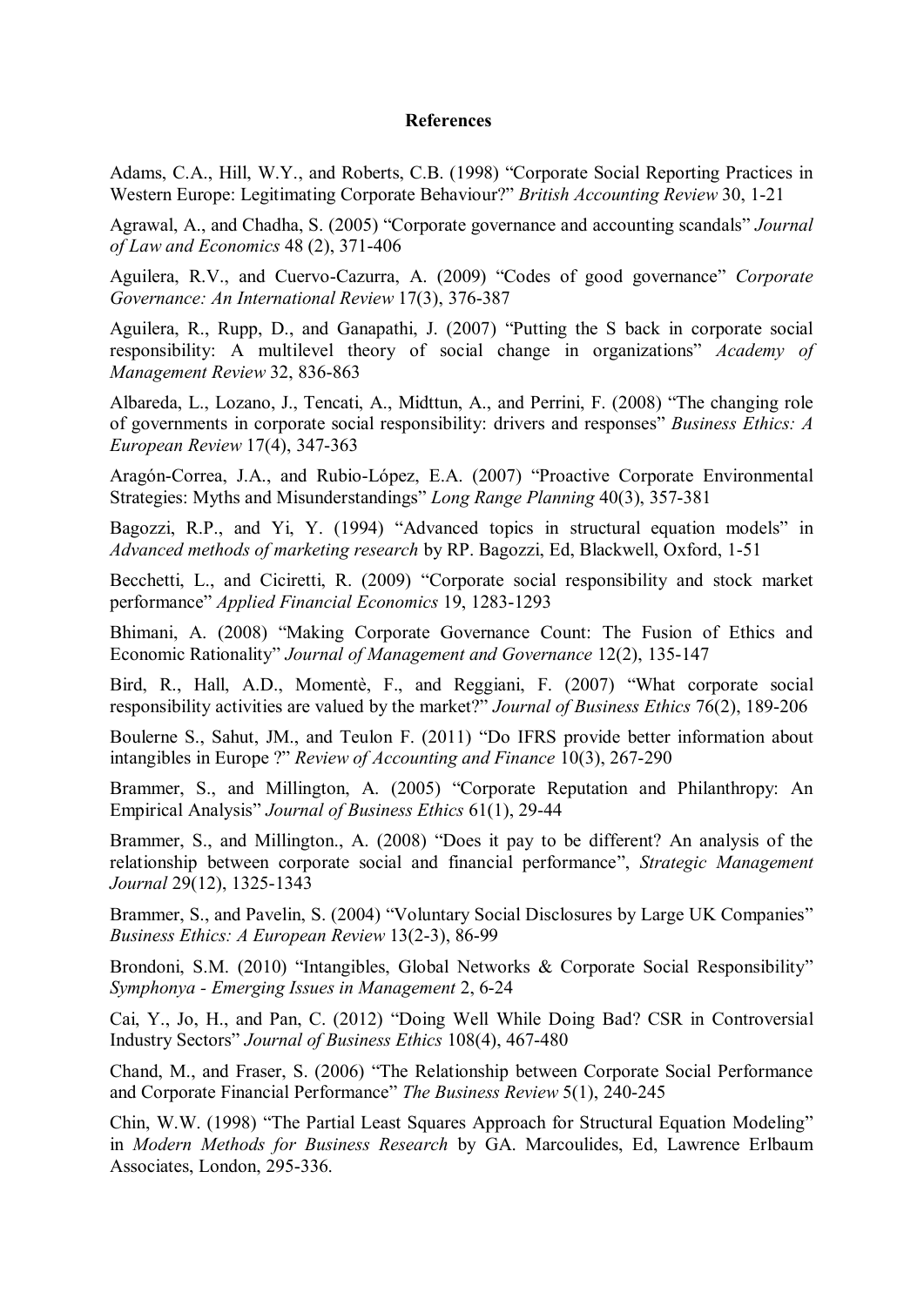**References**

Adams, C.A., Hill, W.Y., and Roberts, C.B. (1998) "Corporate Social Reporting Practices in Western Europe: Legitimating Corporate Behaviour?" *British Accounting Review* 30, 1-21

Agrawal, A., and Chadha, S. (2005) "Corporate governance and accounting scandals" *Journal of Law and Economics* 48 (2), 371-406

Aguilera, R.V., and Cuervo-Cazurra, A. (2009) "Codes of good governance" *Corporate Governance: An International Review* 17(3), 376-387

Aguilera, R., Rupp, D., and Ganapathi, J. (2007) "Putting the S back in corporate social responsibility: A multilevel theory of social change in organizations" *Academy of Management Review* 32, 836-863

Albareda, L., Lozano, J., Tencati, A., Midttun, A., and Perrini, F. (2008) "The changing role of governments in corporate social responsibility: drivers and responses" *Business Ethics: A European Review* 17(4), 347-363

Aragón-Correa, J.A., and Rubio-López, E.A. (2007) "Proactive Corporate Environmental Strategies: Myths and Misunderstandings" *Long Range Planning* 40(3), 357-381

Bagozzi, R.P., and Yi, Y. (1994) "Advanced topics in structural equation models" in *Advanced methods of marketing research* by RP. Bagozzi, Ed, Blackwell, Oxford, 1-51

Becchetti, L., and Ciciretti, R. (2009) "Corporate social responsibility and stock market performance" *Applied Financial Economics* 19, 1283-1293

Bhimani, A. (2008) "Making Corporate Governance Count: The Fusion of Ethics and Economic Rationality" *Journal of Management and Governance* 12(2), 135-147

Bird, R., Hall, A.D., Momentè, F., and Reggiani, F. (2007) "What corporate social responsibility activities are valued by the market?" *Journal of Business Ethics* 76(2), 189-206

Boulerne S., Sahut, JM., and Teulon F. (2011) "Do IFRS provide better information about intangibles in Europe ?" *Review of Accounting and Finance* 10(3), 267-290

Brammer, S., and Millington, A. (2005) "Corporate Reputation and Philanthropy: An Empirical Analysis" *Journal of Business Ethics* 61(1), 29-44

Brammer, S., and Millington., A. (2008) "Does it pay to be different? An analysis of the relationship between corporate social and financial performance", *Strategic Management Journal* 29(12), 1325-1343

Brammer, S., and Pavelin, S. (2004) "Voluntary Social Disclosures by Large UK Companies" *Business Ethics: A European Review* 13(2-3), 86-99

Brondoni, S.M. (2010) "Intangibles, Global Networks & Corporate Social Responsibility" *Symphonya - Emerging Issues in Management* 2, 6-24

Cai, Y., Jo, H., and Pan, C. (2012) "Doing Well While Doing Bad? CSR in Controversial Industry Sectors" *Journal of Business Ethics* 108(4), 467-480

Chand, M., and Fraser, S. (2006) "The Relationship between Corporate Social Performance and Corporate Financial Performance" *The Business Review* 5(1), 240-245

Chin, W.W. (1998) "The Partial Least Squares Approach for Structural Equation Modeling" in *Modern Methods for Business Research* by GA. Marcoulides, Ed, Lawrence Erlbaum Associates, London, 295-336.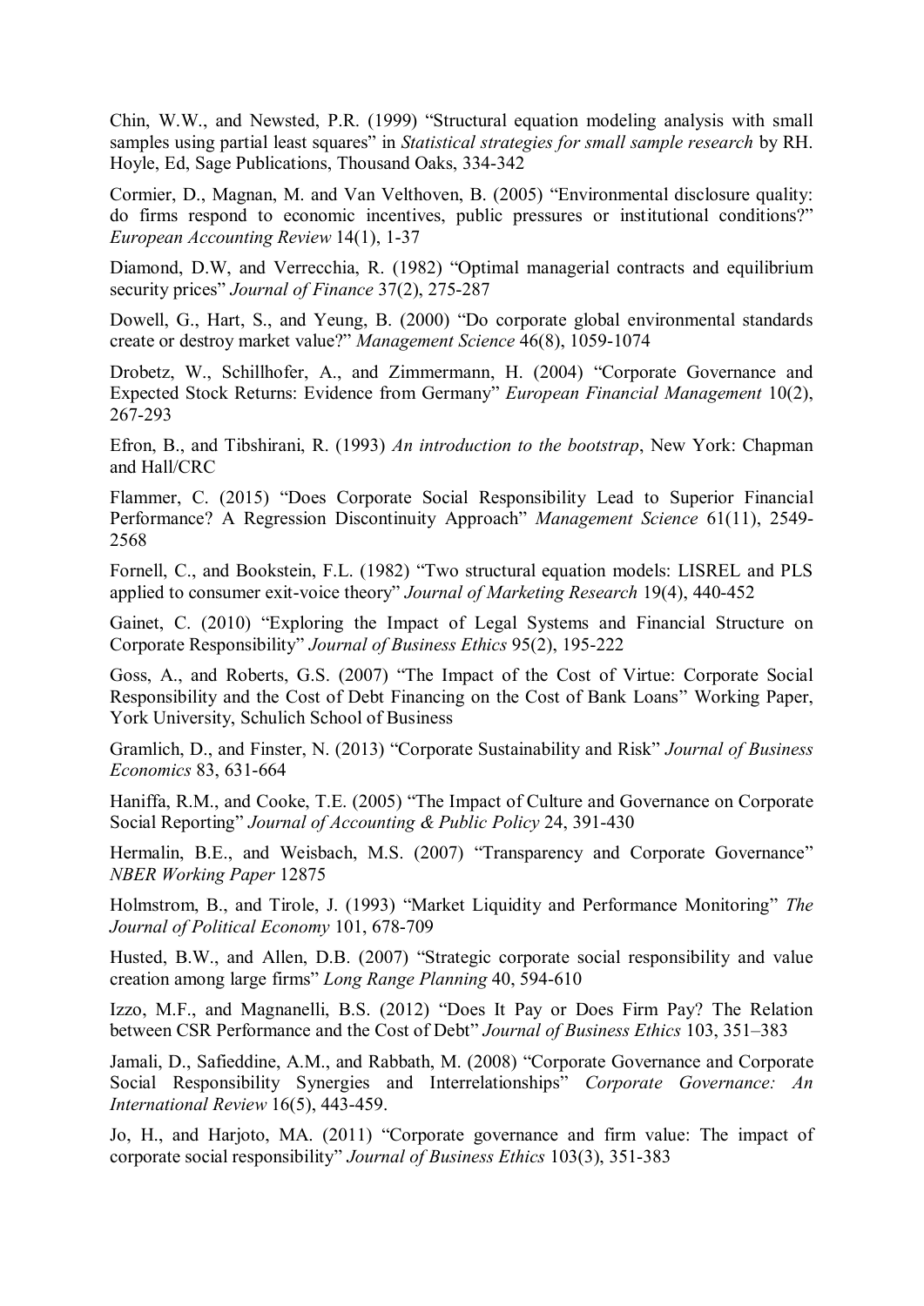Chin, W.W., and Newsted, P.R. (1999) "Structural equation modeling analysis with small samples using partial least squares" in *Statistical strategies for small sample research* by RH. Hoyle, Ed, Sage Publications, Thousand Oaks, 334-342

Cormier, D., Magnan, M. and Van Velthoven, B. (2005) "Environmental disclosure quality: do firms respond to economic incentives, public pressures or institutional conditions?" *European Accounting Review* 14(1), 1-37

Diamond, D.W, and Verrecchia, R. (1982) "Optimal managerial contracts and equilibrium security prices" *Journal of Finance* 37(2), 275-287

Dowell, G., Hart, S., and Yeung, B. (2000) "Do corporate global environmental standards create or destroy market value?" *Management Science* 46(8), 1059-1074

Drobetz, W., Schillhofer, A., and Zimmermann, H. (2004) "Corporate Governance and Expected Stock Returns: Evidence from Germany" *European Financial Management* 10(2), 267-293

Efron, B., and Tibshirani, R. (1993) *An introduction to the bootstrap*, New York: Chapman and Hall/CRC

Flammer, C. (2015) "Does Corporate Social Responsibility Lead to Superior Financial Performance? A Regression Discontinuity Approach" *Management Science* 61(11), 2549-2568

Fornell, C., and Bookstein, F.L. (1982) "Two structural equation models: LISREL and PLS applied to consumer exit-voice theory" *Journal of Marketing Research* 19(4), 440-452

Gainet, C. (2010) "Exploring the Impact of Legal Systems and Financial Structure on Corporate Responsibility" *Journal of Business Ethics* 95(2), 195-222

Goss, A., and Roberts, G.S. (2007) "The Impact of the Cost of Virtue: Corporate Social Responsibility and the Cost of Debt Financing on the Cost of Bank Loans" Working Paper, York University, Schulich School of Business

Gramlich, D., and Finster, N. (2013) "Corporate Sustainability and Risk" *Journal of Business Economics* 83, 631-664

Haniffa, R.M., and Cooke, T.E. (2005) "The Impact of Culture and Governance on Corporate Social Reporting" *Journal of Accounting & Public Policy* 24, 391-430

Hermalin, B.E., and Weisbach, M.S. (2007) "Transparency and Corporate Governance" *NBER Working Paper* 12875

Holmstrom, B., and Tirole, J. (1993) "Market Liquidity and Performance Monitoring" *The Journal of Political Economy* 101, 678-709

Husted, B.W., and Allen, D.B. (2007) "Strategic corporate social responsibility and value creation among large firms" *Long Range Planning* 40, 594-610

Izzo, M.F., and Magnanelli, B.S. (2012) "Does It Pay or Does Firm Pay? The Relation between CSR Performance and the Cost of Debt" *Journal of Business Ethics* 103, 351–383

Jamali, D., Safieddine, A.M., and Rabbath, M. (2008) "Corporate Governance and Corporate Social Responsibility Synergies and Interrelationships" *Corporate Governance: An International Review* 16(5), 443-459.

Jo, H., and Harjoto, MA. (2011) "Corporate governance and firm value: The impact of corporate social responsibility" *Journal of Business Ethics* 103(3), 351-383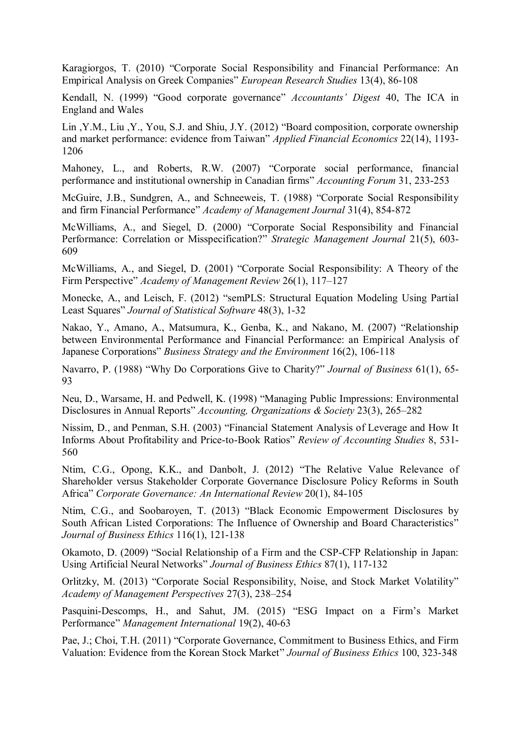Karagiorgos, T. (2010) “Corporate Social Responsibility and Financial Performance: An Empirical Analysis on Greek Companies” *European Research Studies* 13(4), 86-108

Kendall, N. (1999) “Good corporate governance” *Accountants’ Digest* 40, The ICA in England and Wales

Lin ,Y.M., Liu ,Y., You, S.J. and Shiu, J.Y. (2012) “Board composition, corporate ownership and market performance: evidence from Taiwan” *Applied Financial Economics* 22(14), 1193-1206

Mahoney, L., and Roberts, R.W. (2007) “Corporate social performance, financial performance and institutional ownership in Canadian firms” *Accounting Forum* 31, 233-253

McGuire, J.B., Sundgren, A., and Schneeweis, T. (1988) “Corporate Social Responsibility and firm Financial Performance” *Academy of Management Journal* 31(4), 854-872

McWilliams, A., and Siegel, D. (2000) “Corporate Social Responsibility and Financial Performance: Correlation or Misspecification?” *Strategic Management Journal* 21(5), 603-609

McWilliams, A., and Siegel, D. (2001) “Corporate Social Responsibility: A Theory of the Firm Perspective” *Academy of Management Review* 26(1), 117–127

Monecke, A., and Leisch, F. (2012) “semPLS: Structural Equation Modeling Using Partial Least Squares” *Journal of Statistical Software* 48(3), 1-32

Nakao, Y., Amano, A., Matsumura, K., Genba, K., and Nakano, M. (2007) “Relationship between Environmental Performance and Financial Performance: an Empirical Analysis of Japanese Corporations” *Business Strategy and the Environment* 16(2), 106-118

Navarro, P. (1988) “Why Do Corporations Give to Charity?” *Journal of Business* 61(1), 65-93

Neu, D., Warsame, H. and Pedwell, K. (1998) “Managing Public Impressions: Environmental Disclosures in Annual Reports” *Accounting, Organizations & Society* 23(3), 265–282

Nissim, D., and Penman, S.H. (2003) “Financial Statement Analysis of Leverage and How It Informs About Profitability and Price-to-Book Ratios” *Review of Accounting Studies* 8, 531-560

Ntim, C.G., Opong, K.K., and Danbolt, J. (2012) “The Relative Value Relevance of Shareholder versus Stakeholder Corporate Governance Disclosure Policy Reforms in South Africa” *Corporate Governance: An International Review* 20(1), 84-105

Ntim, C.G., and Soobaroyen, T. (2013) “Black Economic Empowerment Disclosures by South African Listed Corporations: The Influence of Ownership and Board Characteristics” *Journal of Business Ethics* 116(1), 121-138

Okamoto, D. (2009) “Social Relationship of a Firm and the CSP-CFP Relationship in Japan: Using Artificial Neural Networks” *Journal of Business Ethics* 87(1), 117-132

Orlitzky, M. (2013) “Corporate Social Responsibility, Noise, and Stock Market Volatility” *Academy of Management Perspectives* 27(3), 238–254

Pasquini-Descomps, H., and Sahut, JM. (2015) “ESG Impact on a Firm’s Market Performance” *Management International* 19(2), 40-63

Pae, J.; Choi, T.H. (2011) “Corporate Governance, Commitment to Business Ethics, and Firm Valuation: Evidence from the Korean Stock Market” *Journal of Business Ethics* 100, 323-348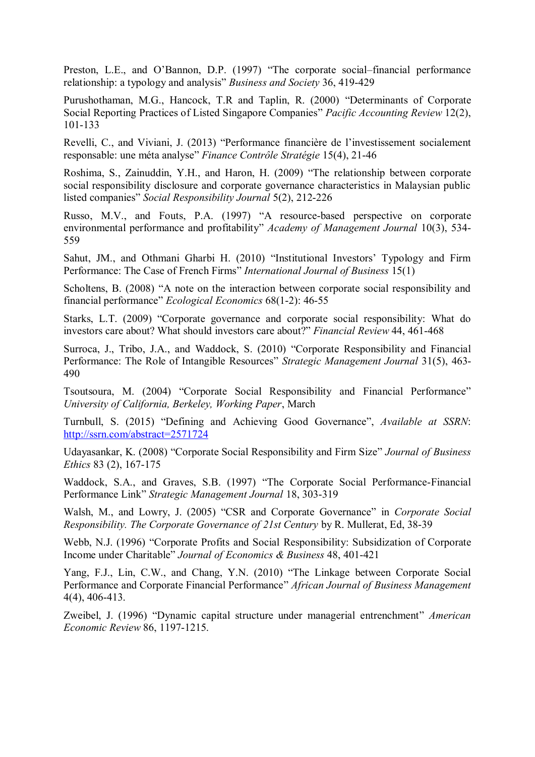Preston, L.E., and O'Bannon, D.P. (1997) "The corporate social–financial performance relationship: a typology and analysis" *Business and Society* 36, 419-429

Purushothaman, M.G., Hancock, T.R and Taplin, R. (2000) "Determinants of Corporate Social Reporting Practices of Listed Singapore Companies" *Pacific Accounting Review* 12(2), 101-133

Revelli, C., and Viviani, J. (2013) "Performance financière de l'investissement socialement responsable: une méta analyse" *Finance Contrôle Stratégie* 15(4), 21-46

Roshima, S., Zainuddin, Y.H., and Haron, H. (2009) "The relationship between corporate social responsibility disclosure and corporate governance characteristics in Malaysian public listed companies" *Social Responsibility Journal* 5(2), 212-226

Russo, M.V., and Fouts, P.A. (1997) "A resource-based perspective on corporate environmental performance and profitability" *Academy of Management Journal* 10(3), 534-559

Sahut, JM., and Othmani Gharbi H. (2010) "Institutional Investors' Typology and Firm Performance: The Case of French Firms" *International Journal of Business* 15(1)

Scholtens, B. (2008) "A note on the interaction between corporate social responsibility and financial performance" *Ecological Economics* 68(1-2): 46-55

Starks, L.T. (2009) "Corporate governance and corporate social responsibility: What do investors care about? What should investors care about?" *Financial Review* 44, 461-468

Surroca, J., Tribo, J.A., and Waddock, S. (2010) "Corporate Responsibility and Financial Performance: The Role of Intangible Resources" *Strategic Management Journal* 31(5), 463-490

Tsoutsoura, M. (2004) "Corporate Social Responsibility and Financial Performance" *University of California, Berkeley, Working Paper*, March

Turnbull, S. (2015) "Defining and Achieving Good Governance", *Available at SSRN*: http://ssrn.com/abstract=2571724

Udayasankar, K. (2008) "Corporate Social Responsibility and Firm Size" *Journal of Business Ethics* 83 (2), 167-175

Waddock, S.A., and Graves, S.B. (1997) "The Corporate Social Performance-Financial Performance Link" *Strategic Management Journal* 18, 303-319

Walsh, M., and Lowry, J. (2005) "CSR and Corporate Governance" in *Corporate Social Responsibility. The Corporate Governance of 21st Century* by R. Mullerat, Ed, 38-39

Webb, N.J. (1996) "Corporate Profits and Social Responsibility: Subsidization of Corporate Income under Charitable" *Journal of Economics & Business* 48, 401-421

Yang, F.J., Lin, C.W., and Chang, Y.N. (2010) "The Linkage between Corporate Social Performance and Corporate Financial Performance" *African Journal of Business Management* 4(4), 406-413.

Zweibel, J. (1996) "Dynamic capital structure under managerial entrenchment" *American Economic Review* 86, 1197-1215.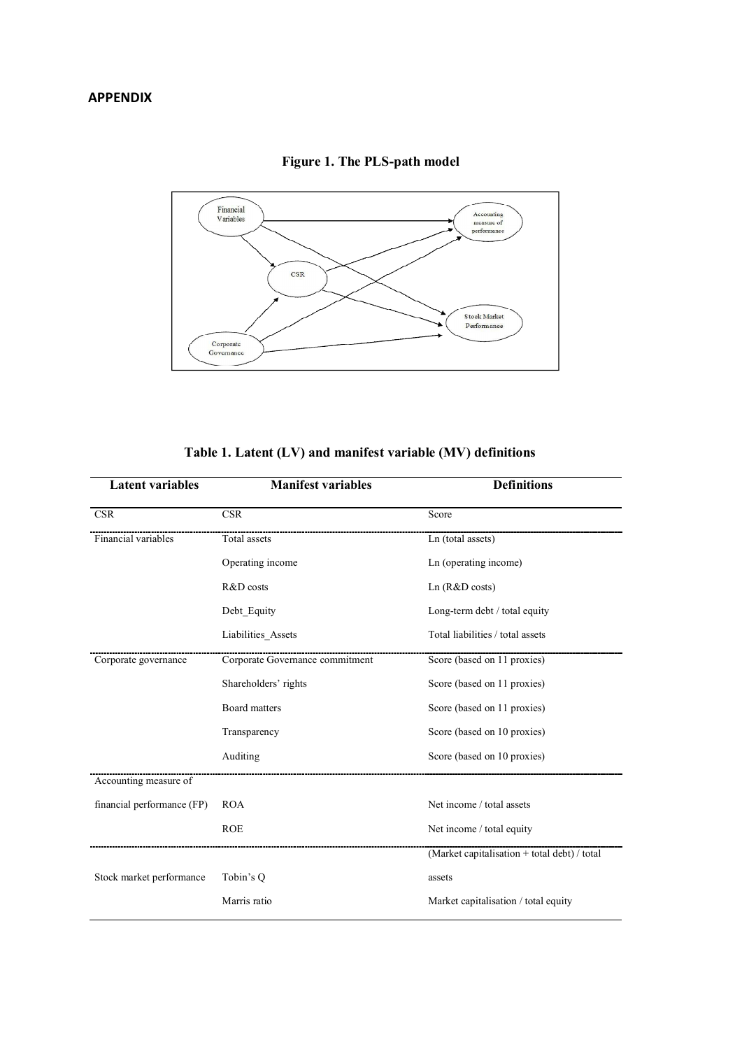## APPENDIX

**Figure 1. The PLS-path model**

**Table 1. Latent (LV) and manifest variable (MV) definitions**

| Latent variables | Manifest variables | Definitions |
|---|---|---|
| CSR | CSR | Score |
| Financial variables | Total assets | Ln (total assets) |
| | Operating income | Ln (operating income) |
| | R&D costs | Ln (R&D costs) |
| | Debt_Equity | Long-term debt / total equity |
| | Liabilities_Assets | Total liabilities / total assets |
| Corporate governance | Corporate Governance commitment | Score (based on 11 proxies) |
| | Shareholders' rights | Score (based on 11 proxies) |
| | Board matters | Score (based on 11 proxies) |
| | Transparency | Score (based on 10 proxies) |
| | Auditing | Score (based on 10 proxies) |
| Accounting measure of financial performance (FP) | ROA | Net income / total assets |
| | ROE | Net income / total equity |
| Stock market performance | Tobin's Q | (Market capitalisation + total debt) / total assets |
| | Marris ratio | Market capitalisation / total equity |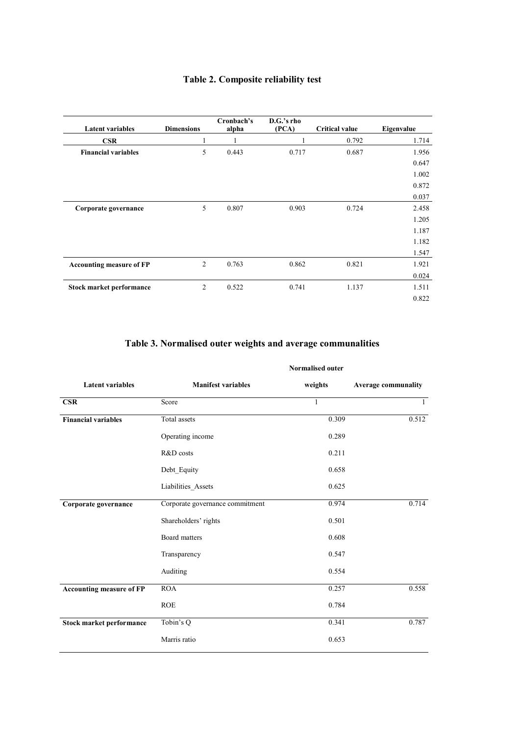## Table 2. Composite reliability test

| Latent variables | Dimensions | Cronbach's alpha | D.G.'s rho (PCA) | Critical value | Eigenvalue |
|---|---|---|---|---|---|
| **CSR** | 1 | 1 | 1 | 0.792 | 1.714 |
| **Financial variables** | 5 | 0.443 | 0.717 | 0.687 | 1.956 |
| | | | | | 0.647 |
| | | | | | 1.002 |
| | | | | | 0.872 |
| | | | | | 0.037 |
| **Corporate governance** | 5 | 0.807 | 0.903 | 0.724 | 2.458 |
| | | | | | 1.205 |
| | | | | | 1.187 |
| | | | | | 1.182 |
| | | | | | 1.547 |
| **Accounting measure of FP** | 2 | 0.763 | 0.862 | 0.821 | 1.921 |
| | | | | | 0.024 |
| **Stock market performance** | 2 | 0.522 | 0.741 | 1.137 | 1.511 |
| | | | | | 0.822 |

## Table 3. Normalised outer weights and average communalities

| Latent variables | Manifest variables | Normalised outer weights | Average communality |
|---|---|---|---|
| **CSR** | Score | 1 | 1 |
| **Financial variables** | Total assets | 0.309 | 0.512 |
| | Operating income | 0.289 | |
| | R&D costs | 0.211 | |
| | Debt_Equity | 0.658 | |
| | Liabilities_Assets | 0.625 | |
| **Corporate governance** | Corporate governance commitment | 0.974 | 0.714 |
| | Shareholders' rights | 0.501 | |
| | Board matters | 0.608 | |
| | Transparency | 0.547 | |
| | Auditing | 0.554 | |
| **Accounting measure of FP** | ROA | 0.257 | 0.558 |
| | ROE | 0.784 | |
| **Stock market performance** | Tobin's Q | 0.341 | 0.787 |
| | Marris ratio | 0.653 | |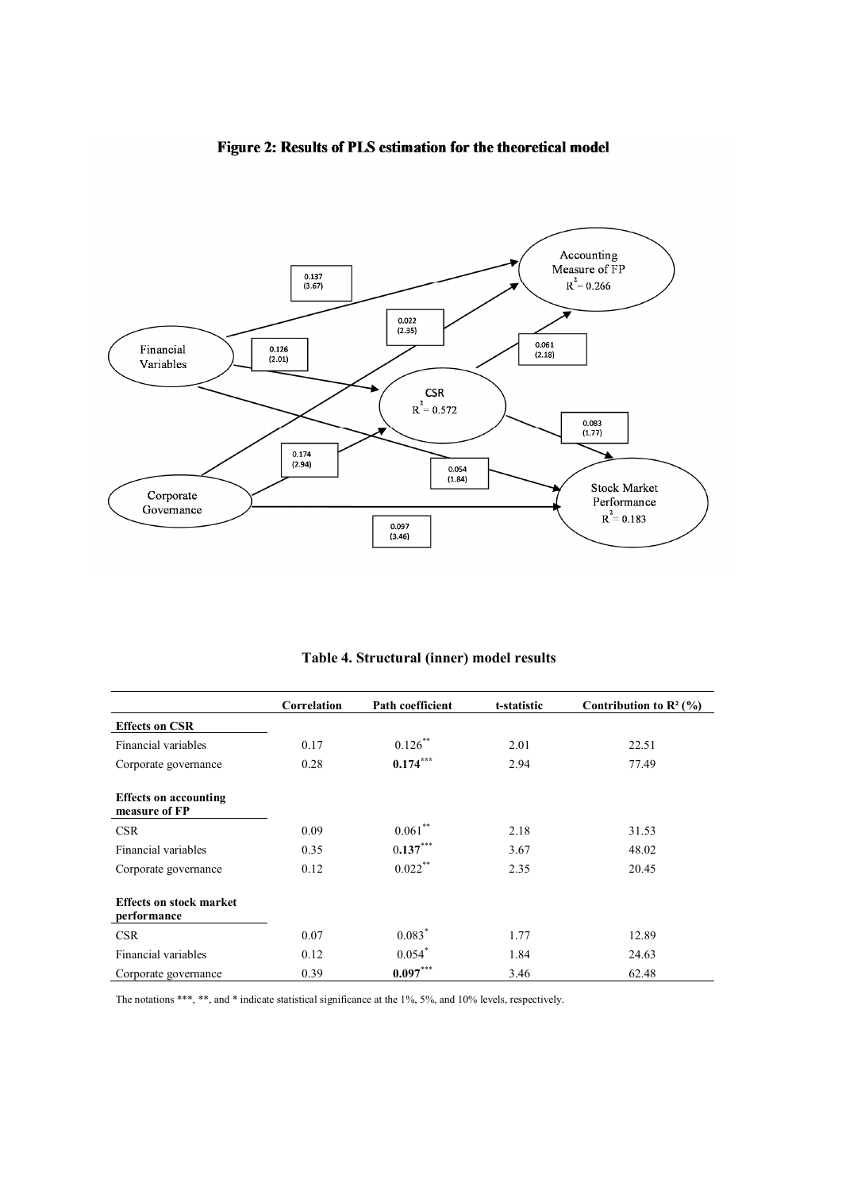**Figure 2: Results of PLS estimation for the theoretical model**

**Table 4. Structural (inner) model results**

| | Correlation | Path coefficient | t-statistic | Contribution to $R^2$ (%) |
|---|---|---|---|---|
| **Effects on CSR** | | | | |
| Financial variables | 0.17 | 0.126** | 2.01 | 22.51 |
| Corporate governance | 0.28 | **0.174***** | 2.94 | 77.49 |
| **Effects on accounting measure of FP** | | | | |
| CSR | 0.09 | 0.061** | 2.18 | 31.53 |
| Financial variables | 0.35 | **0.137***** | 3.67 | 48.02 |
| Corporate governance | 0.12 | 0.022** | 2.35 | 20.45 |
| **Effects on stock market performance** | | | | |
| CSR | 0.07 | 0.083* | 1.77 | 12.89 |
| Financial variables | 0.12 | 0.054* | 1.84 | 24.63 |
| Corporate governance | 0.39 | **0.097***** | 3.46 | 62.48 |

The notations ***, **, and * indicate statistical significance at the 1%, 5%, and 10% levels, respectively.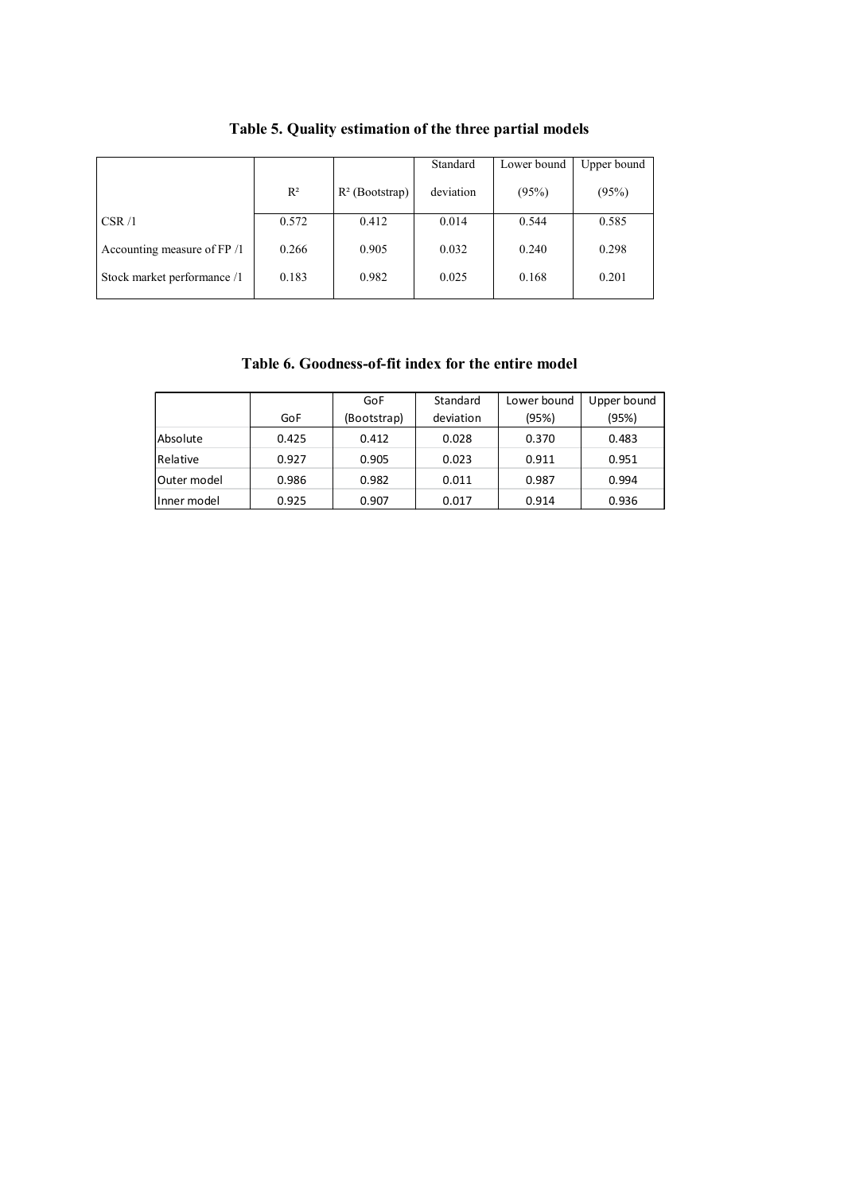**Table 5. Quality estimation of the three partial models**

| | $R^2$ | $R^2$ (Bootstrap) | Standard deviation | Lower bound (95%) | Upper bound (95%) |
|---|---|---|---|---|---|
| CSR /1 | 0.572 | 0.412 | 0.014 | 0.544 | 0.585 |
| Accounting measure of FP /1 | 0.266 | 0.905 | 0.032 | 0.240 | 0.298 |
| Stock market performance /1 | 0.183 | 0.982 | 0.025 | 0.168 | 0.201 |

**Table 6. Goodness-of-fit index for the entire model**

| | GoF | GoF (Bootstrap) | Standard deviation | Lower bound (95%) | Upper bound (95%) |
|---|---|---|---|---|---|
| Absolute | 0.425 | 0.412 | 0.028 | 0.370 | 0.483 |
| Relative | 0.927 | 0.905 | 0.023 | 0.911 | 0.951 |
| Outer model | 0.986 | 0.982 | 0.011 | 0.987 | 0.994 |
| Inner model | 0.925 | 0.907 | 0.017 | 0.914 | 0.936 |